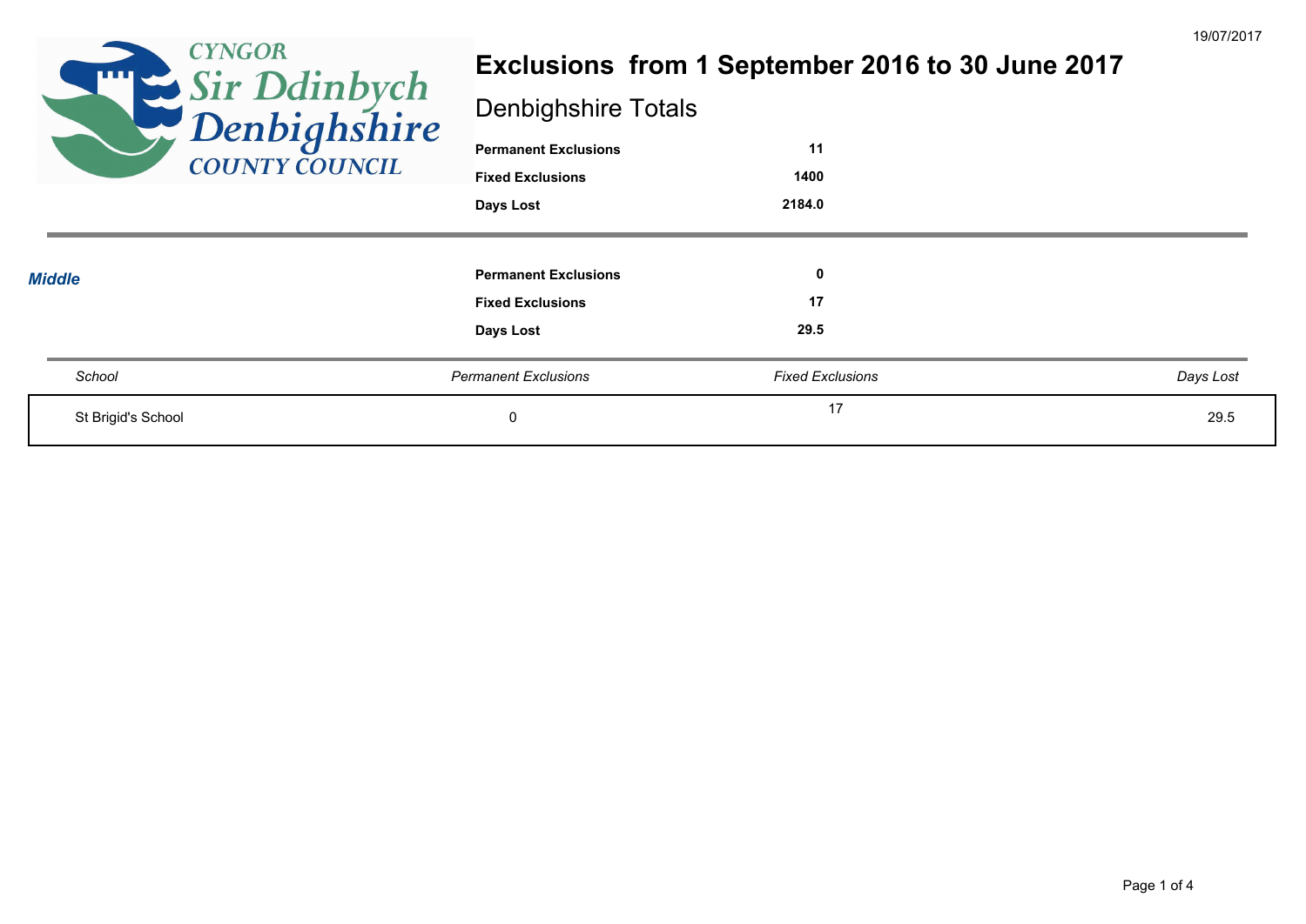# Exclusions from 1 September 2016 to 30 June 2017

## Denbighshire Totals

| | |
|---|---|
| **Permanent Exclusions** | **11** |
| **Fixed Exclusions** | **1400** |
| **Days Lost** | **2184.0** |

### *Middle*

| | |
|---|---|
| **Permanent Exclusions** | **0** |
| **Fixed Exclusions** | **17** |
| **Days Lost** | **29.5** |

| *School* | *Permanent Exclusions* | *Fixed Exclusions* | *Days Lost* |
|---|---|---|---|
| St Brigid's School | 0 | 17 | 29.5 |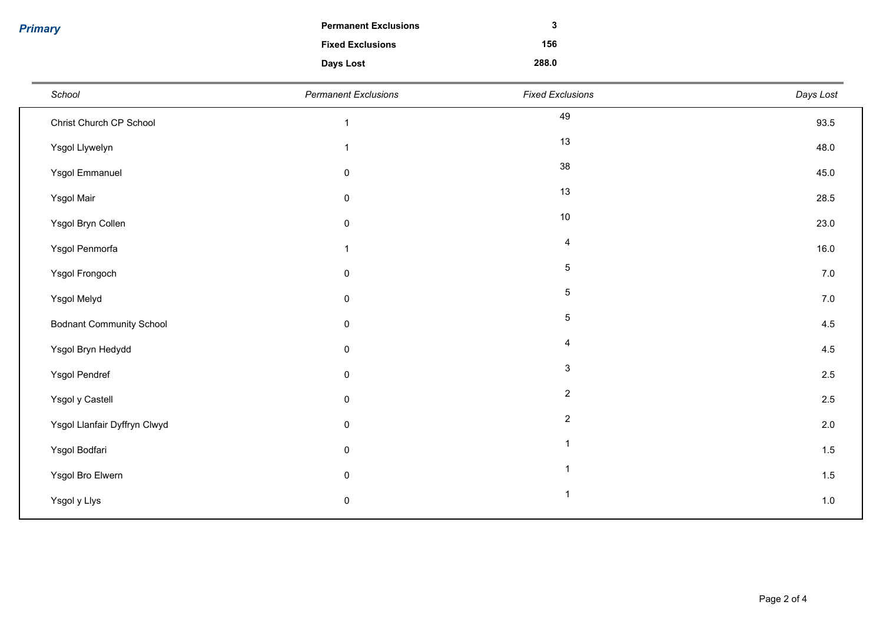## *Primary*

| | |
|---|---|
| **Permanent Exclusions** | **3** |
| **Fixed Exclusions** | **156** |
| **Days Lost** | **288.0** |

| *School* | *Permanent Exclusions* | *Fixed Exclusions* | *Days Lost* |
|---|---|---|---|
| Christ Church CP School | 1 | 49 | 93.5 |
| Ysgol Llywelyn | 1 | 13 | 48.0 |
| Ysgol Emmanuel | 0 | 38 | 45.0 |
| Ysgol Mair | 0 | 13 | 28.5 |
| Ysgol Bryn Collen | 0 | 10 | 23.0 |
| Ysgol Penmorfa | 1 | 4 | 16.0 |
| Ysgol Frongoch | 0 | 5 | 7.0 |
| Ysgol Melyd | 0 | 5 | 7.0 |
| Bodnant Community School | 0 | 5 | 4.5 |
| Ysgol Bryn Hedydd | 0 | 4 | 4.5 |
| Ysgol Pendref | 0 | 3 | 2.5 |
| Ysgol y Castell | 0 | 2 | 2.5 |
| Ysgol Llanfair Dyffryn Clwyd | 0 | 2 | 2.0 |
| Ysgol Bodfari | 0 | 1 | 1.5 |
| Ysgol Bro Elwern | 0 | 1 | 1.5 |
| Ysgol y Llys | 0 | 1 | 1.0 |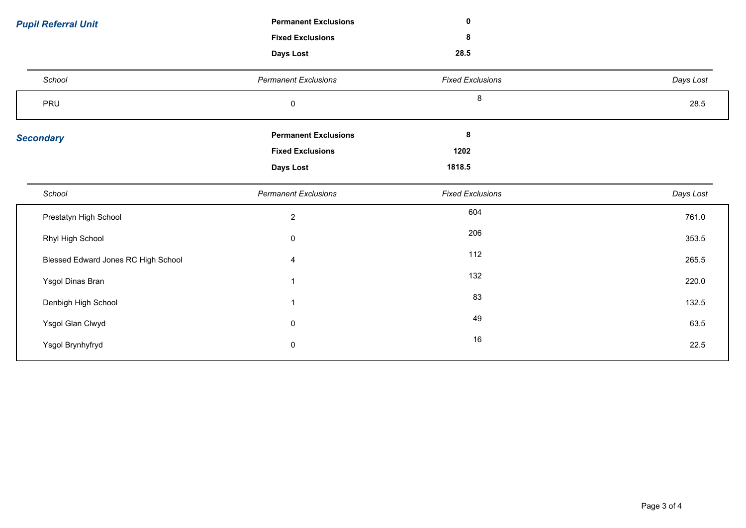## *Pupil Referral Unit*

**Permanent Exclusions** **0**

**Fixed Exclusions** **8**

**Days Lost** **28.5**

| *School* | *Permanent Exclusions* | *Fixed Exclusions* | *Days Lost* |
|---|---|---|---|
| PRU | 0 | 8 | 28.5 |

## *Secondary*

**Permanent Exclusions** **8**

**Fixed Exclusions** **1202**

**Days Lost** **1818.5**

| *School* | *Permanent Exclusions* | *Fixed Exclusions* | *Days Lost* |
|---|---|---|---|
| Prestatyn High School | 2 | 604 | 761.0 |
| Rhyl High School | 0 | 206 | 353.5 |
| Blessed Edward Jones RC High School | 4 | 112 | 265.5 |
| Ysgol Dinas Bran | 1 | 132 | 220.0 |
| Denbigh High School | 1 | 83 | 132.5 |
| Ysgol Glan Clwyd | 0 | 49 | 63.5 |
| Ysgol Brynhyfryd | 0 | 16 | 22.5 |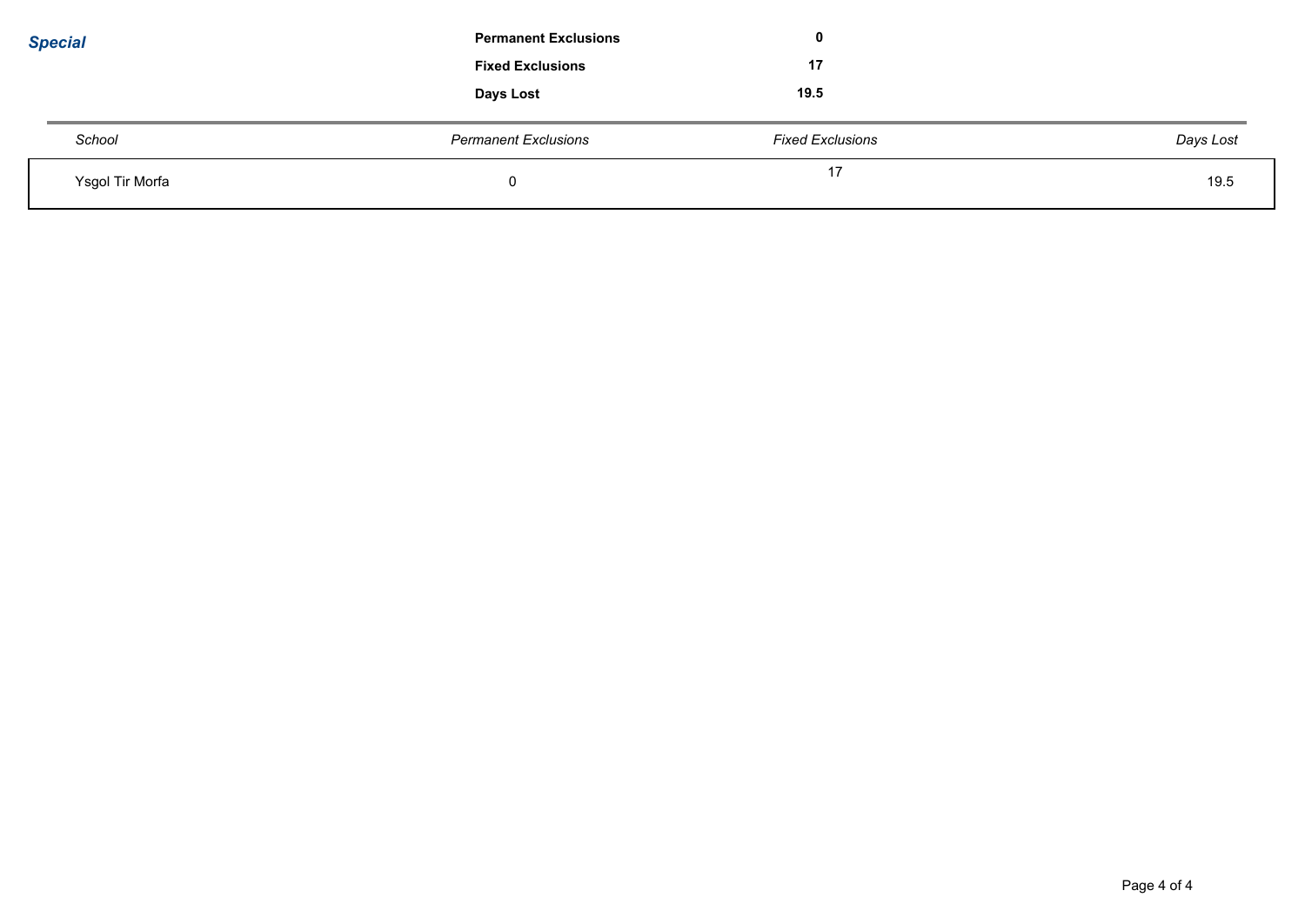## *Special*

| | |
|---|---|
| **Permanent Exclusions** | **0** |
| **Fixed Exclusions** | **17** |
| **Days Lost** | **19.5** |

| *School* | *Permanent Exclusions* | *Fixed Exclusions* | *Days Lost* |
|---|---|---|---|
| Ysgol Tir Morfa | 0 | 17 | 19.5 |